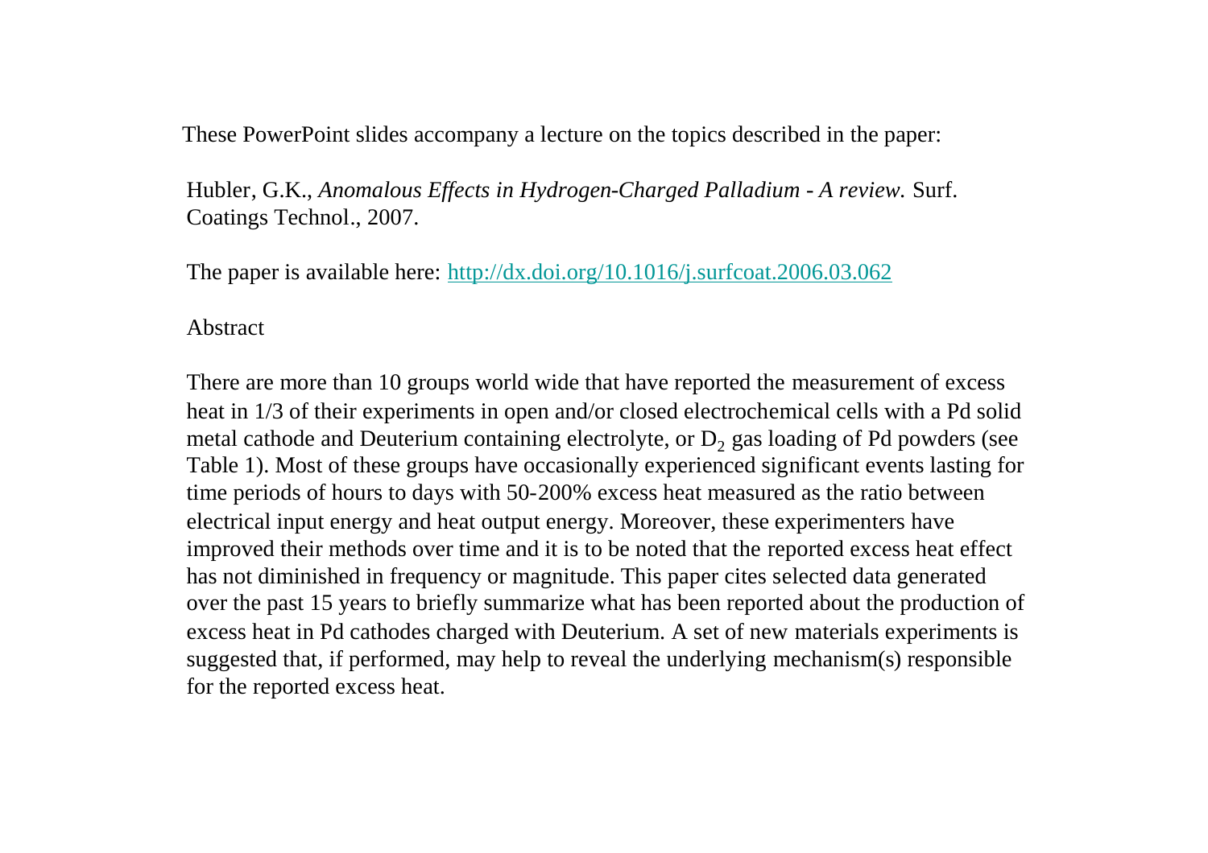These PowerPoint slides accompany a lecture on the topics described in the paper:

Hubler, G.K., *Anomalous Effects in Hydrogen-Charged Palladium - A review.* Surf. Coatings Technol., 2007.

The paper is available here: [http://dx.doi.org/10.1016/j.surfcoat.2006.03.062](http://dx.doi.org/10.1016/j.surfcoat.2006.03.062)

Abstract

There are more than 10 groups world wide that have reported the measurement of excess heat in 1/3 of their experiments in open and/or closed electrochemical cells with a Pd solid metal cathode and Deuterium containing electrolyte, or $D_2$ gas loading of Pd powders (see Table 1). Most of these groups have occasionally experienced significant events lasting for time periods of hours to days with 50-200% excess heat measured as the ratio between electrical input energy and heat output energy. Moreover, these experimenters have improved their methods over time and it is to be noted that the reported excess heat effect has not diminished in frequency or magnitude. This paper cites selected data generated over the past 15 years to briefly summarize what has been reported about the production of excess heat in Pd cathodes charged with Deuterium. A set of new materials experiments is suggested that, if performed, may help to reveal the underlying mechanism(s) responsible for the reported excess heat.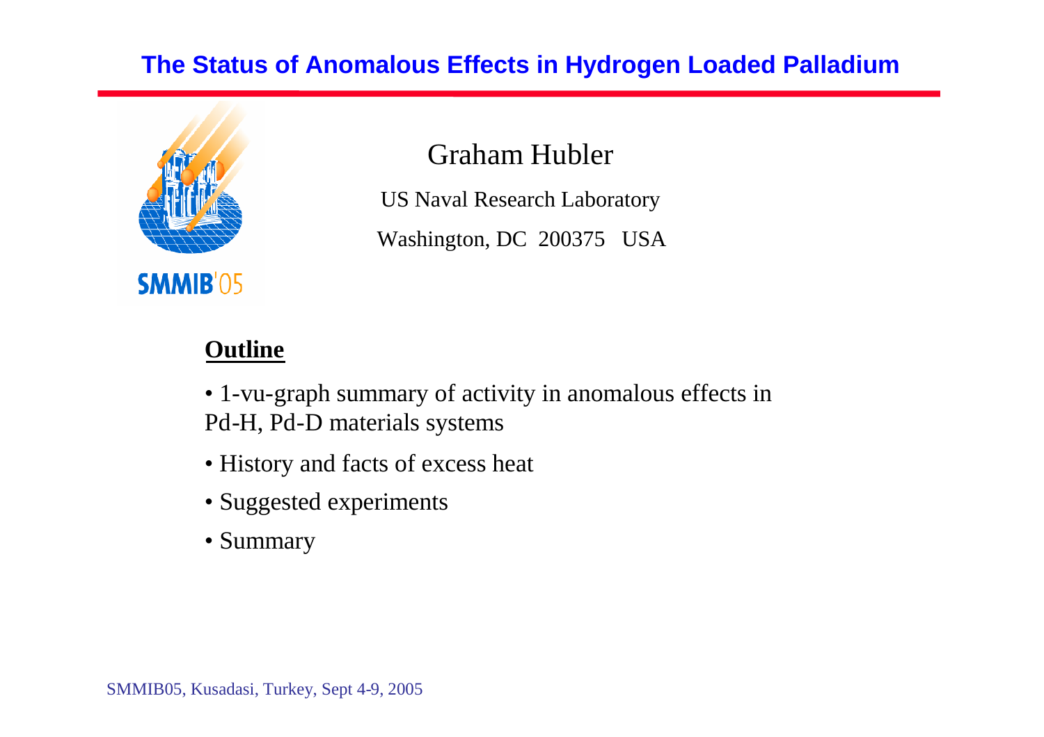# The Status of Anomalous Effects in Hydrogen Loaded Palladium

SMMIB'05

Graham Hubler

US Naval Research Laboratory

Washington, DC 200375 USA

**Outline**

- 1-vu-graph summary of activity in anomalous effects in Pd-H, Pd-D materials systems
- History and facts of excess heat
- Suggested experiments
- Summary

SMMIB05, Kusadasi, Turkey, Sept 4-9, 2005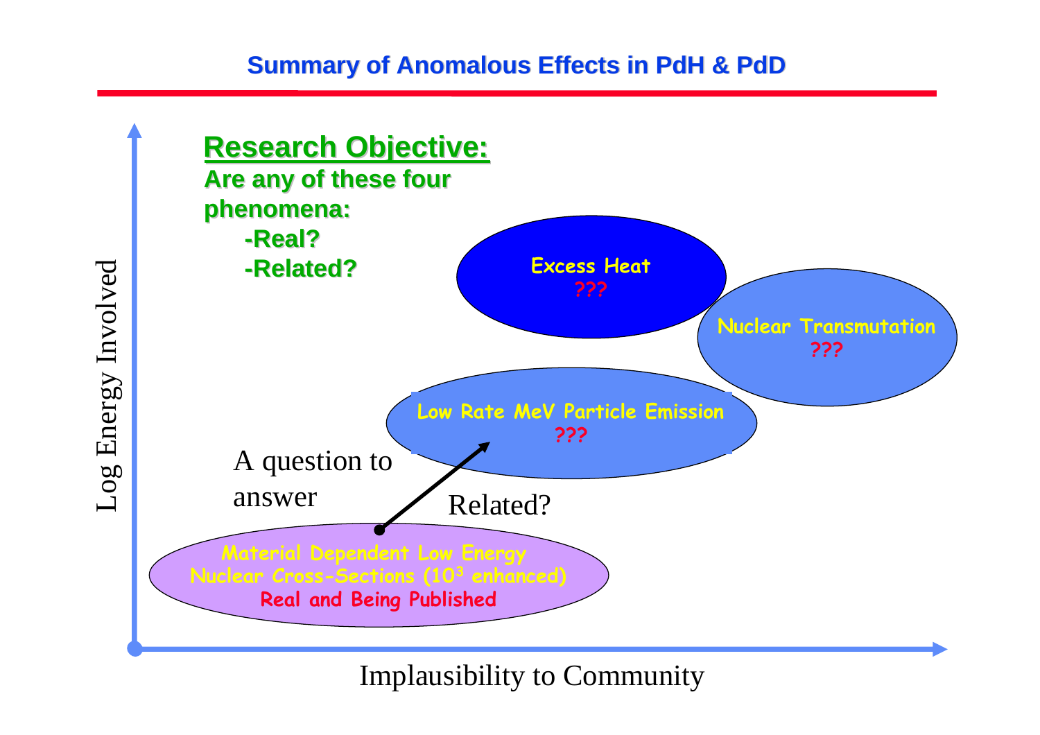## Summary of Anomalous Effects in PdH & PdD

**Research Objective:**

**Are any of these four phenomena:**

- **-Real?**
- **-Related?**

Excess Heat
???

Nuclear Transmutation
???

Low Rate MeV Particle Emission
???

A question to answer

Related?

Material Dependent Low Energy Nuclear Cross-Sections ($10^3$ enhanced)
Real and Being Published

Log Energy Involved

Implausibility to Community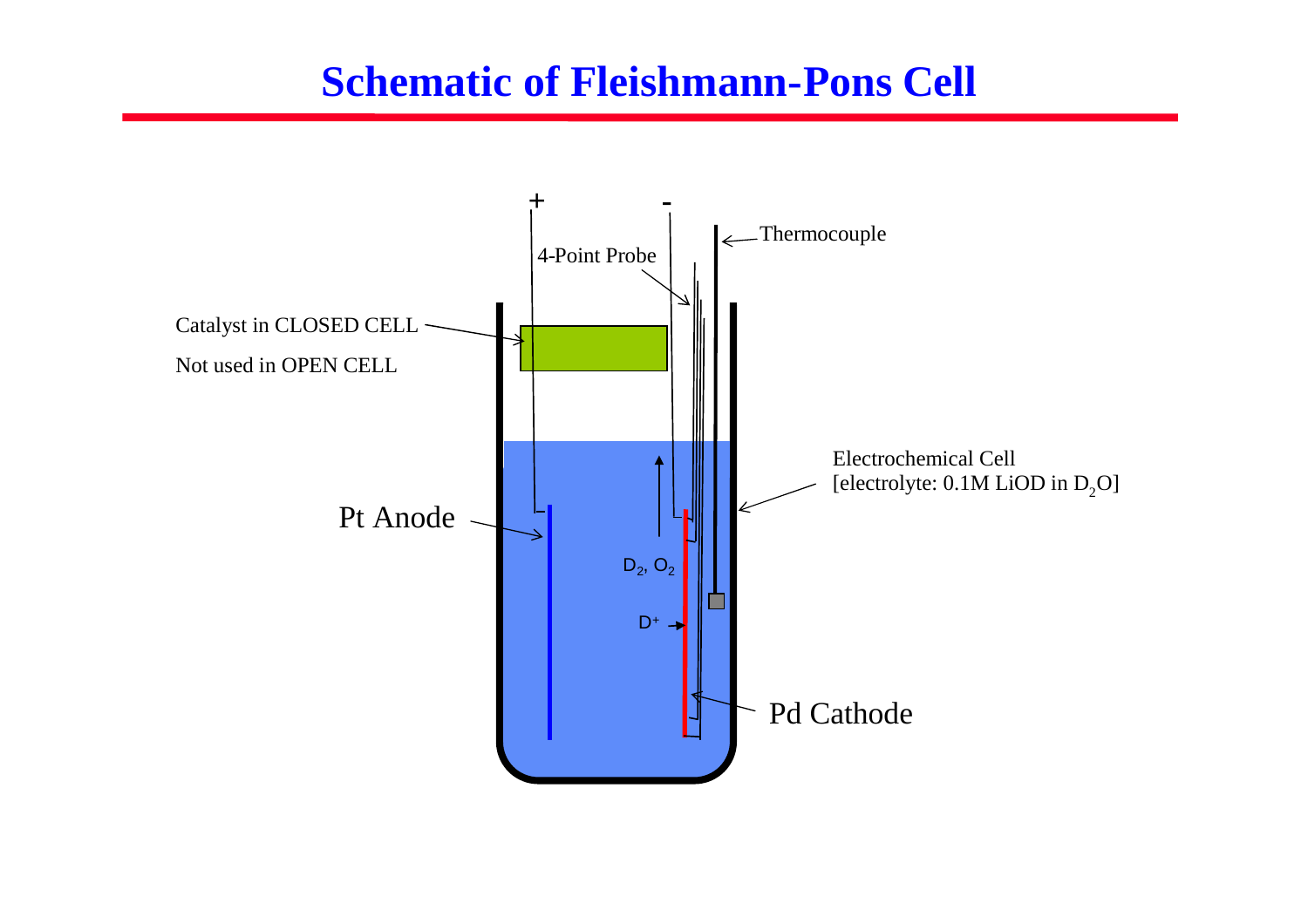# Schematic of Fleishmann-Pons Cell

+

-

Thermocouple

4-Point Probe

Catalyst in CLOSED CELL

Not used in OPEN CELL

Electrochemical Cell
[electrolyte: 0.1M LiOD in $D_2O$]

Pt Anode

$D_2$, $O_2$

$D^+$

Pd Cathode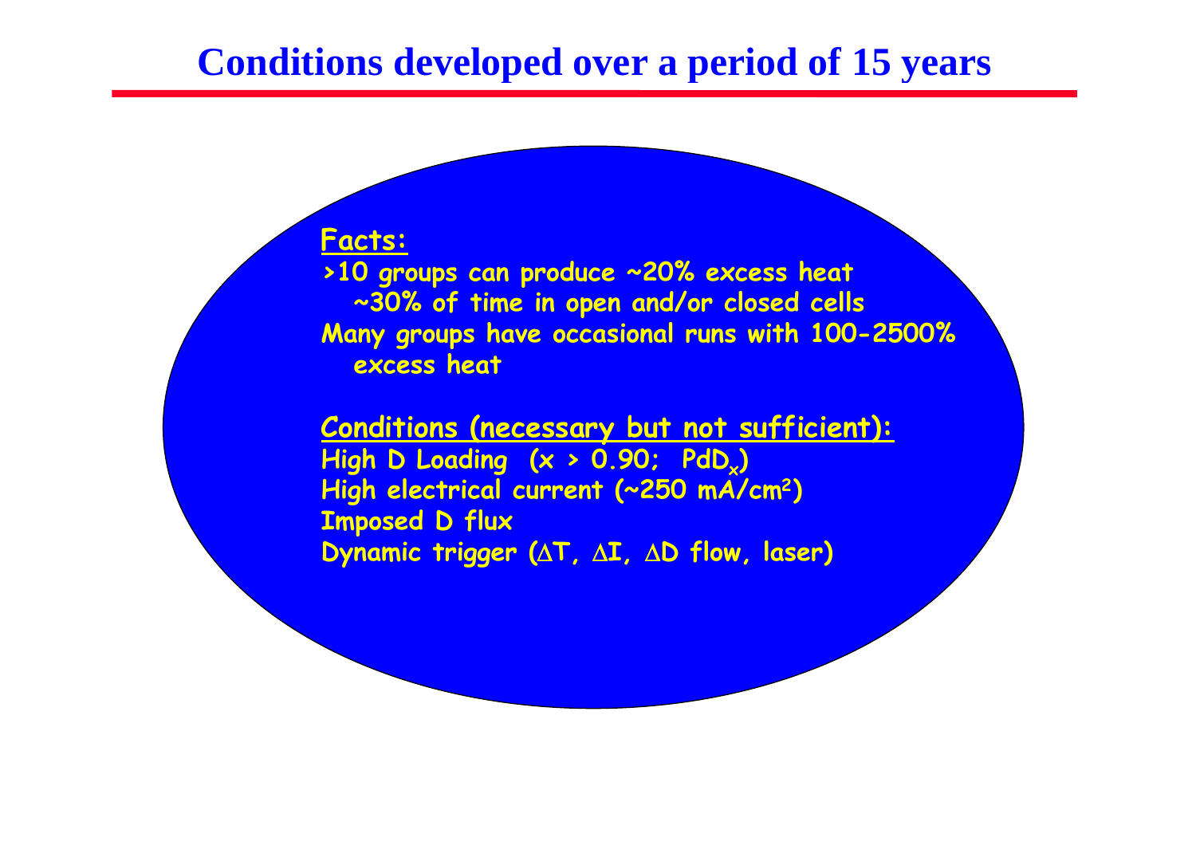# Conditions developed over a period of 15 years

**Facts:**

>10 groups can produce ~20% excess heat ~30% of time in open and/or closed cells

Many groups have occasional runs with 100-2500% excess heat

**Conditions (necessary but not sufficient):**

High D Loading ($x$ > 0.90; $PdD_x$)

High electrical current (~250 $mA/cm^2$)

Imposed D flux

Dynamic trigger ($\Delta$T, $\Delta$I, $\Delta$D flow, laser)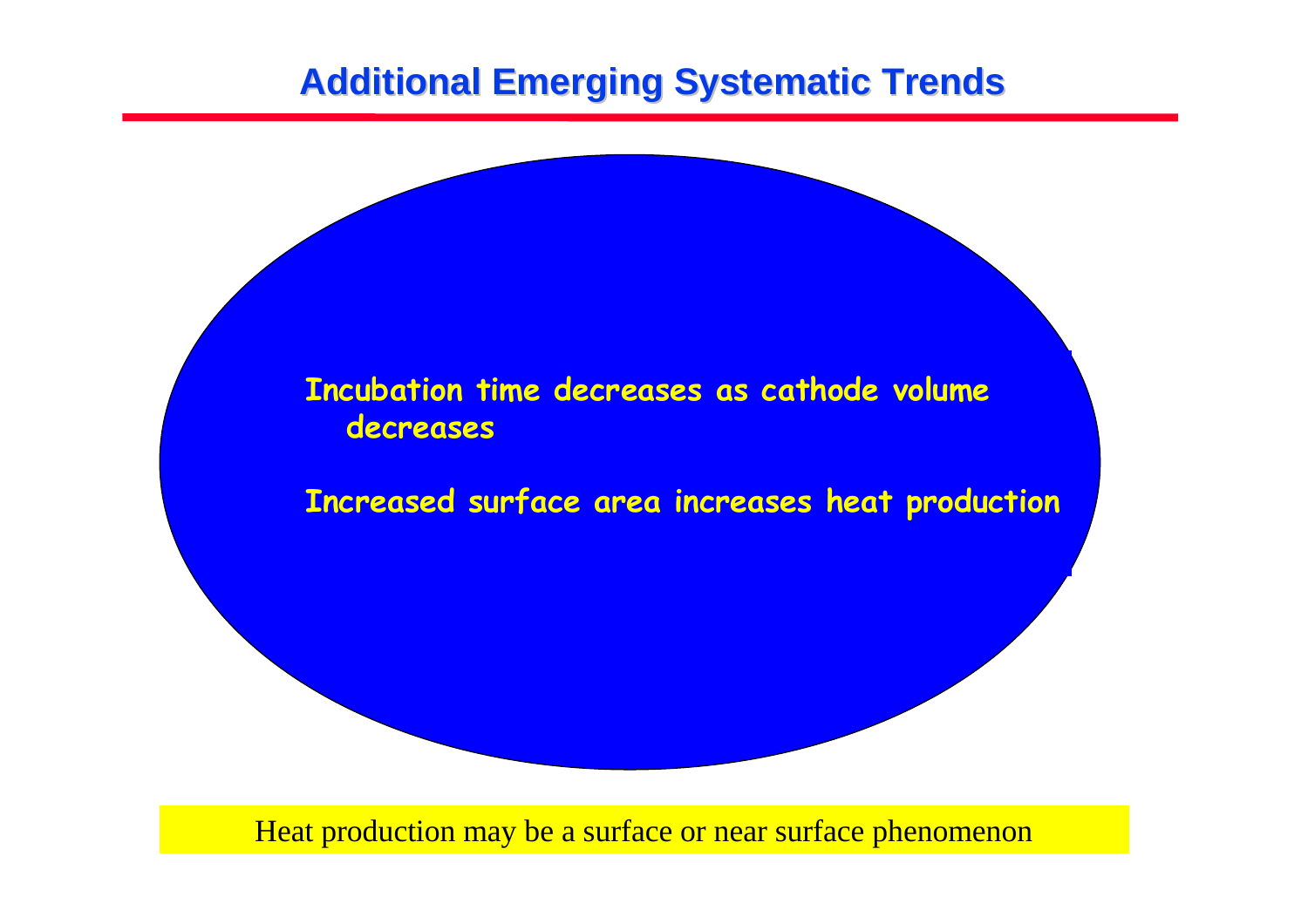# Additional Emerging Systematic Trends

Incubation time decreases as cathode volume decreases

Increased surface area increases heat production

Heat production may be a surface or near surface phenomenon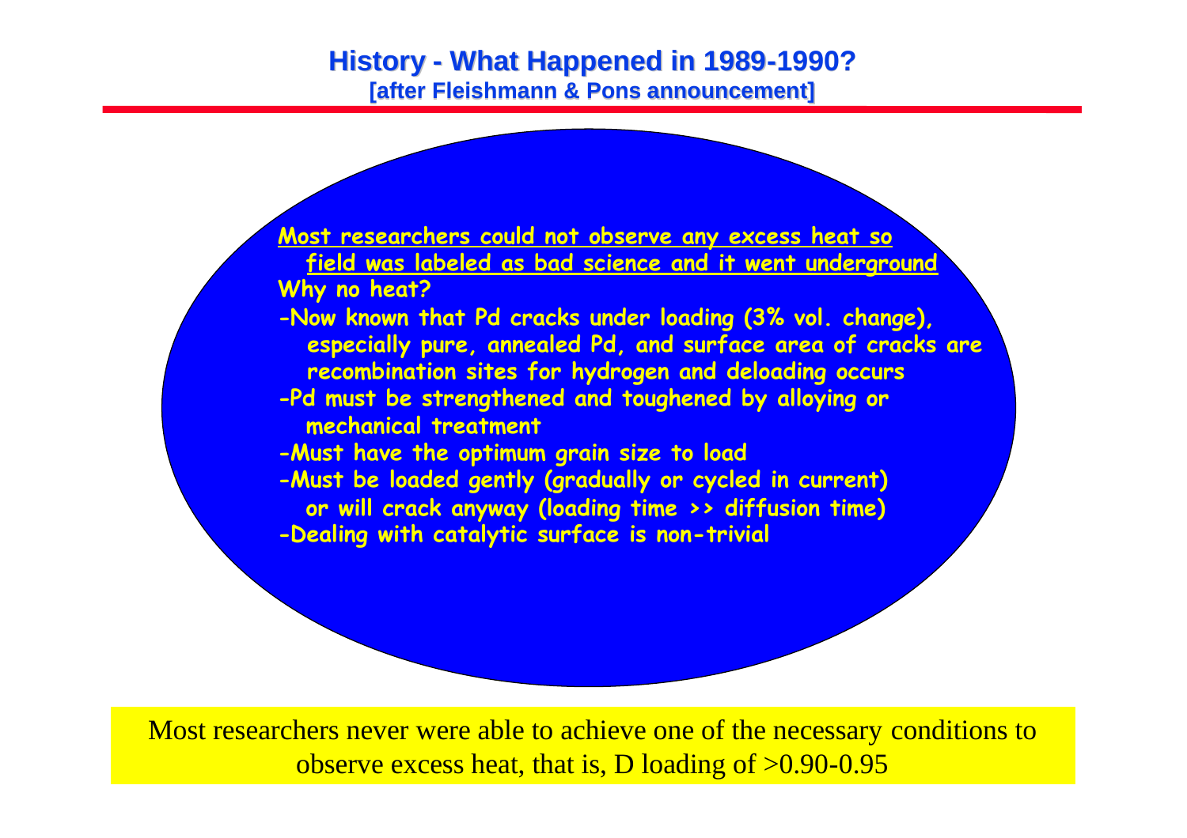# History - What Happened in 1989-1990?

## [after Fleishmann & Pons announcement]

<u>Most researchers could not observe any excess heat so field was labeled as bad science and it went underground</u>

**Why no heat?**

- Now known that Pd cracks under loading (3% vol. change), especially pure, annealed Pd, and surface area of cracks are recombination sites for hydrogen and deloading occurs
- Pd must be strengthened and toughened by alloying or mechanical treatment
- Must have the optimum grain size to load
- Must be loaded gently (gradually or cycled in current) or will crack anyway (loading time >> diffusion time)
- Dealing with catalytic surface is non-trivial

Most researchers never were able to achieve one of the necessary conditions to observe excess heat, that is, D loading of >0.90-0.95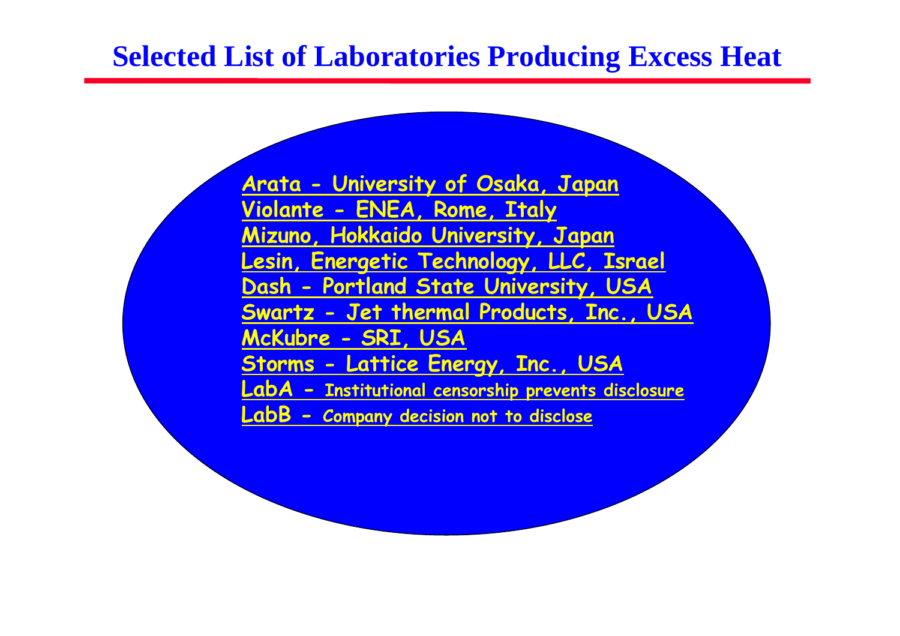# Selected List of Laboratories Producing Excess Heat

- Arata - University of Osaka, Japan
- Violante - ENEA, Rome, Italy
- Mizuno, Hokkaido University, Japan
- Lesin, Energetic Technology, LLC, Israel
- Dash - Portland State University, USA
- Swartz - Jet thermal Products, Inc., USA
- McKubre - SRI, USA
- Storms - Lattice Energy, Inc., USA
- LabA - Institutional censorship prevents disclosure
- LabB - Company decision not to disclose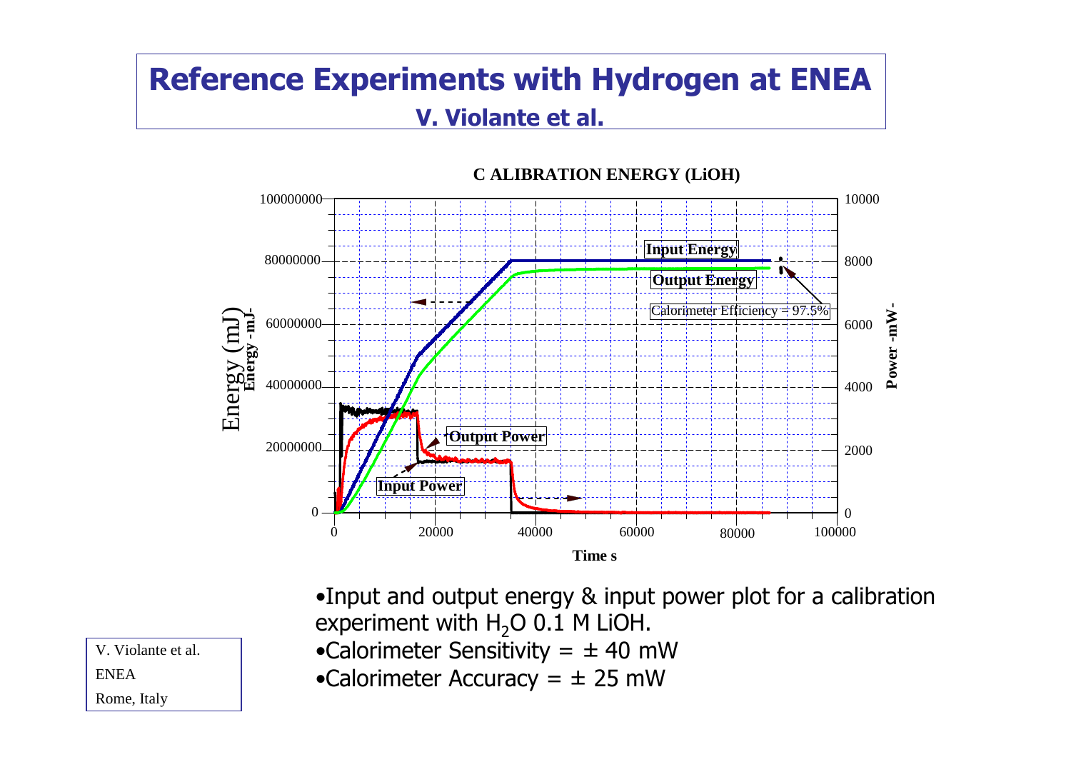# Reference Experiments with Hydrogen at ENEA

## V. Violante et al.

- Input and output energy & input power plot for a calibration experiment with $H_2O$ 0.1 M LiOH.
- Calorimeter Sensitivity = ± 40 mW
- Calorimeter Accuracy = ± 25 mW

V. Violante et al.
ENEA
Rome, Italy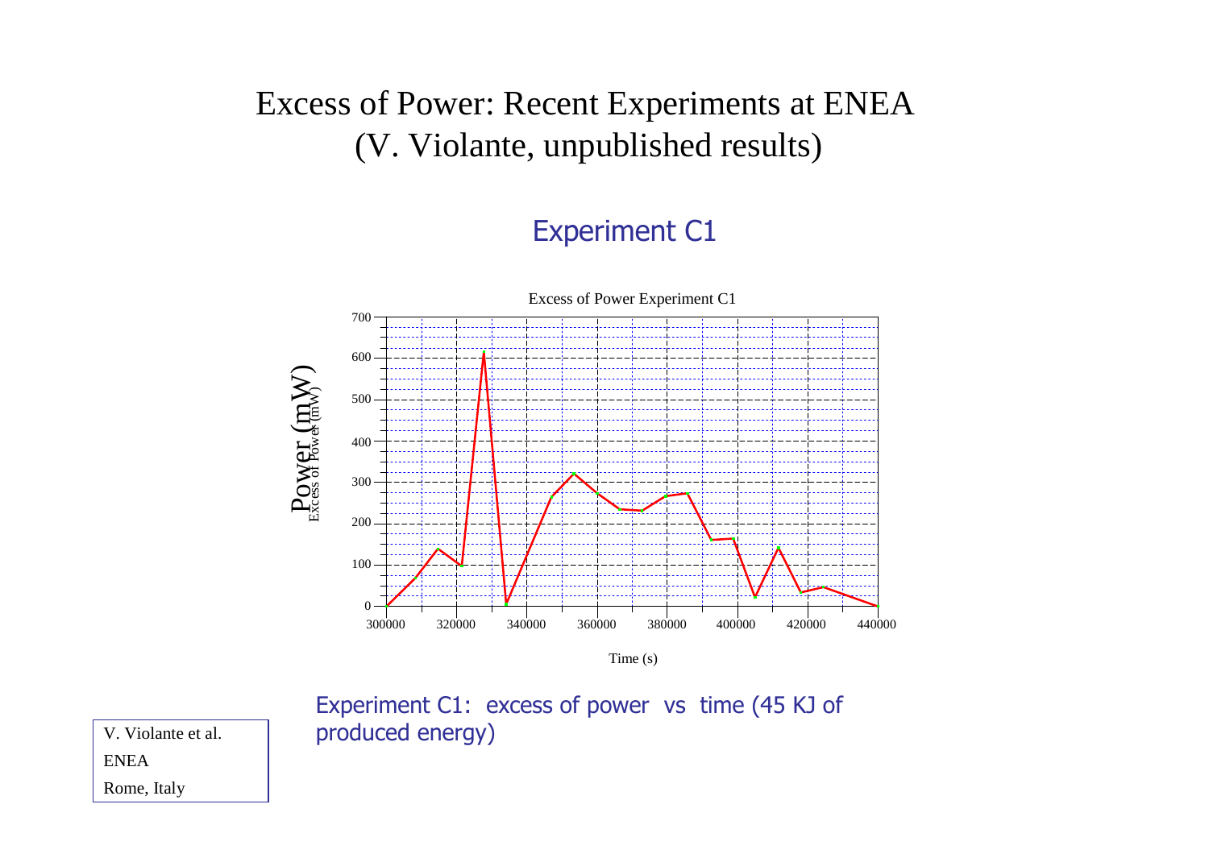# Excess of Power: Recent Experiments at ENEA (V. Violante, unpublished results)

## Experiment C1

Excess of Power Experiment C1

Power (mW)

Excess of Power (mW)

Time (s)

Experiment C1: excess of power vs time (45 KJ of produced energy)

V. Violante et al.
ENEA
Rome, Italy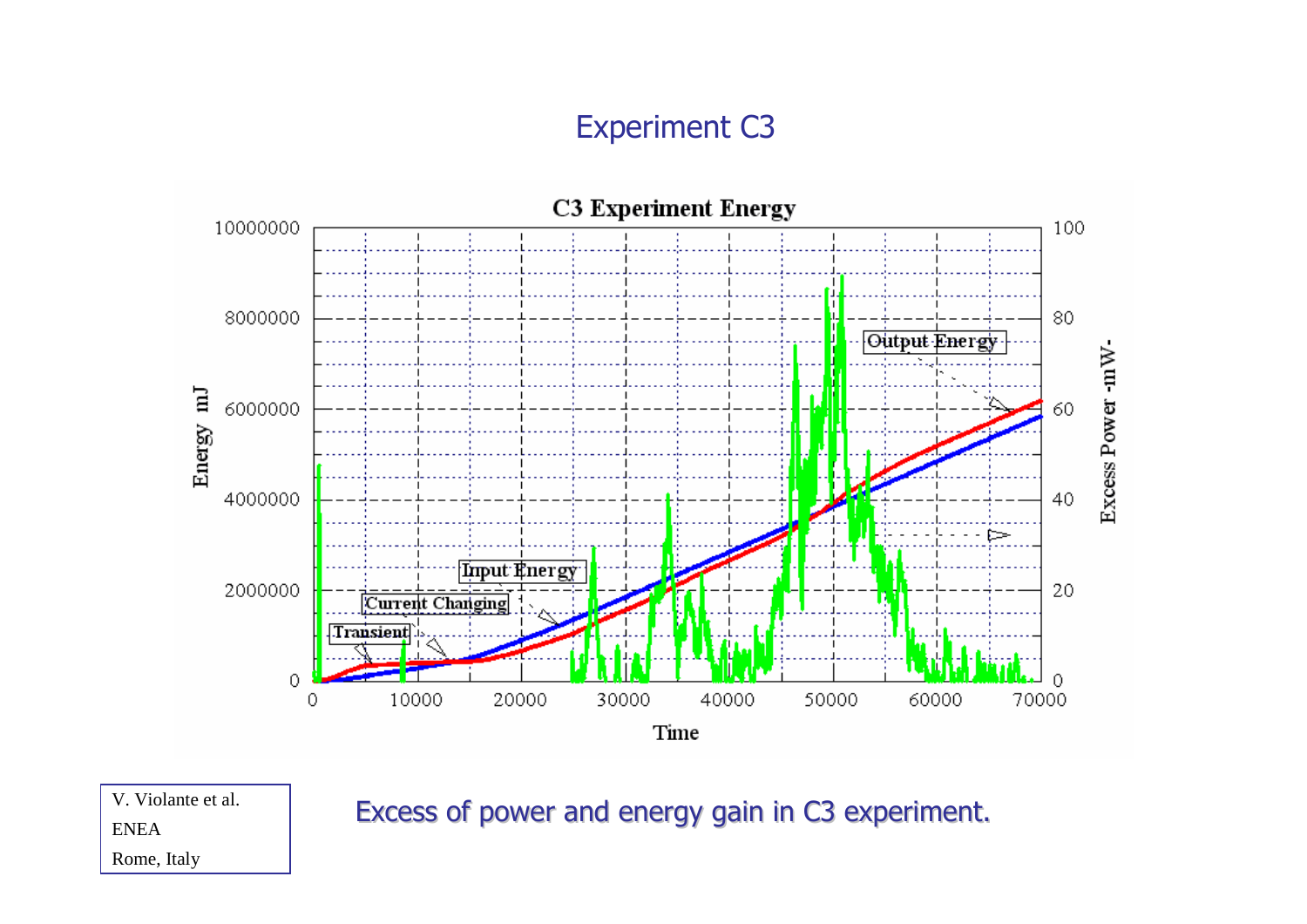# Experiment C3

**C3 Experiment Energy**

Energy mJ (0 – 10000000); Excess Power -mW- (0 – 100); Time (0 – 70000)

Labels: Output Energy, Input Energy, Current Changing, Transient

V. Violante et al.
ENEA
Rome, Italy

Excess of power and energy gain in C3 experiment.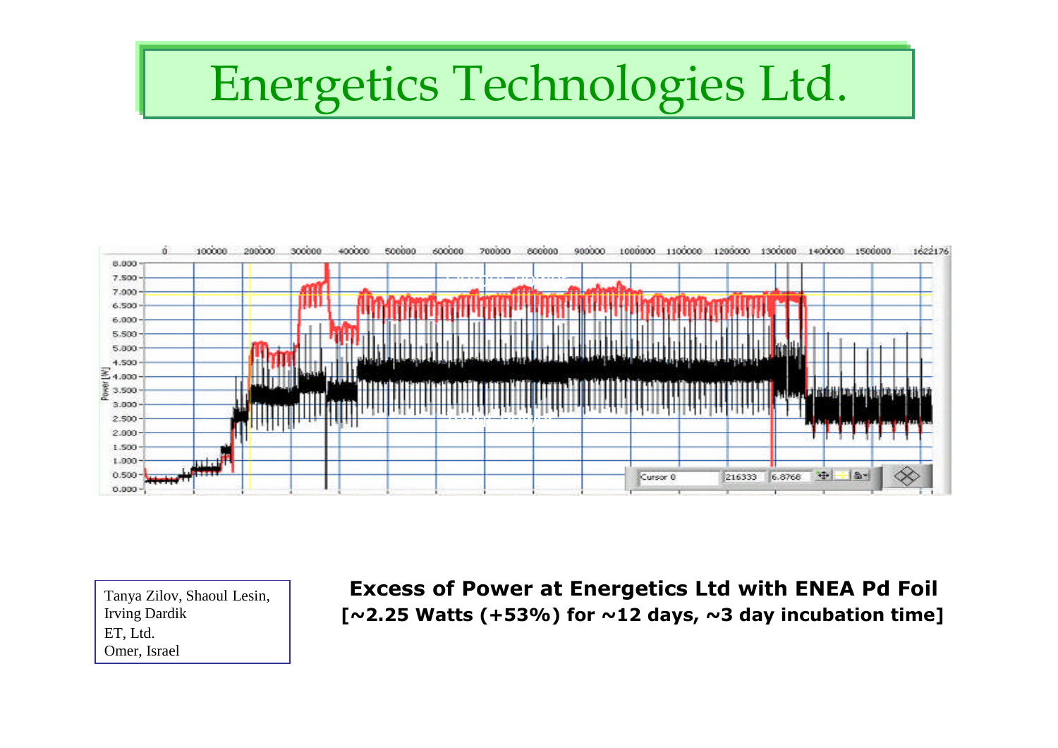# Energetics Technologies Ltd.

Tanya Zilov, Shaoul Lesin, Irving Dardik
ET, Ltd.
Omer, Israel

**Excess of Power at Energetics Ltd with ENEA Pd Foil [~2.25 Watts (+53%) for ~12 days, ~3 day incubation time]**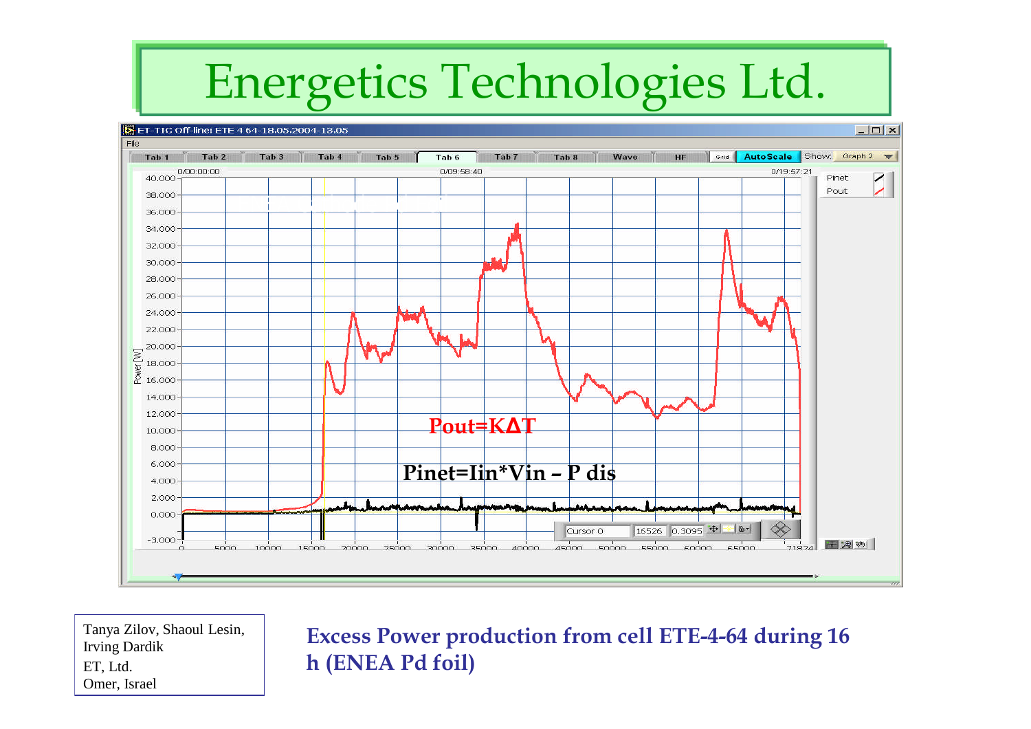# Energetics Technologies Ltd.

ET-TIC Off-line: ETE 4 64-18.05.2004-13.05

Pout=KΔT

Pinet=Iin*Vin – P dis

Tanya Zilov, Shaoul Lesin, Irving Dardik
ET, Ltd.
Omer, Israel

**Excess Power production from cell ETE-4-64 during 16 h (ENEA Pd foil)**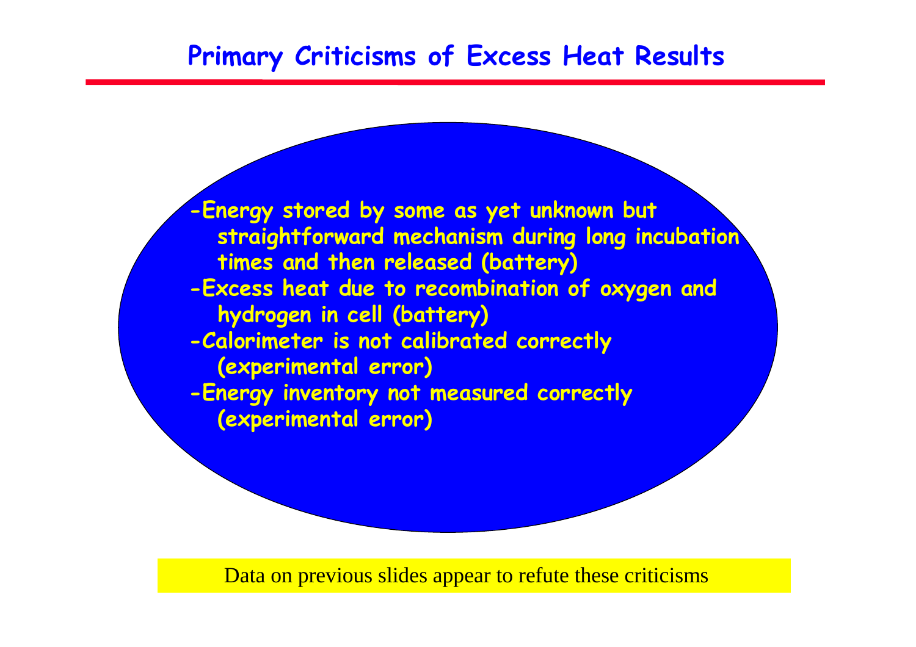# Primary Criticisms of Excess Heat Results

- Energy stored by some as yet unknown but straightforward mechanism during long incubation times and then released (battery)
- Excess heat due to recombination of oxygen and hydrogen in cell (battery)
- Calorimeter is not calibrated correctly (experimental error)
- Energy inventory not measured correctly (experimental error)

Data on previous slides appear to refute these criticisms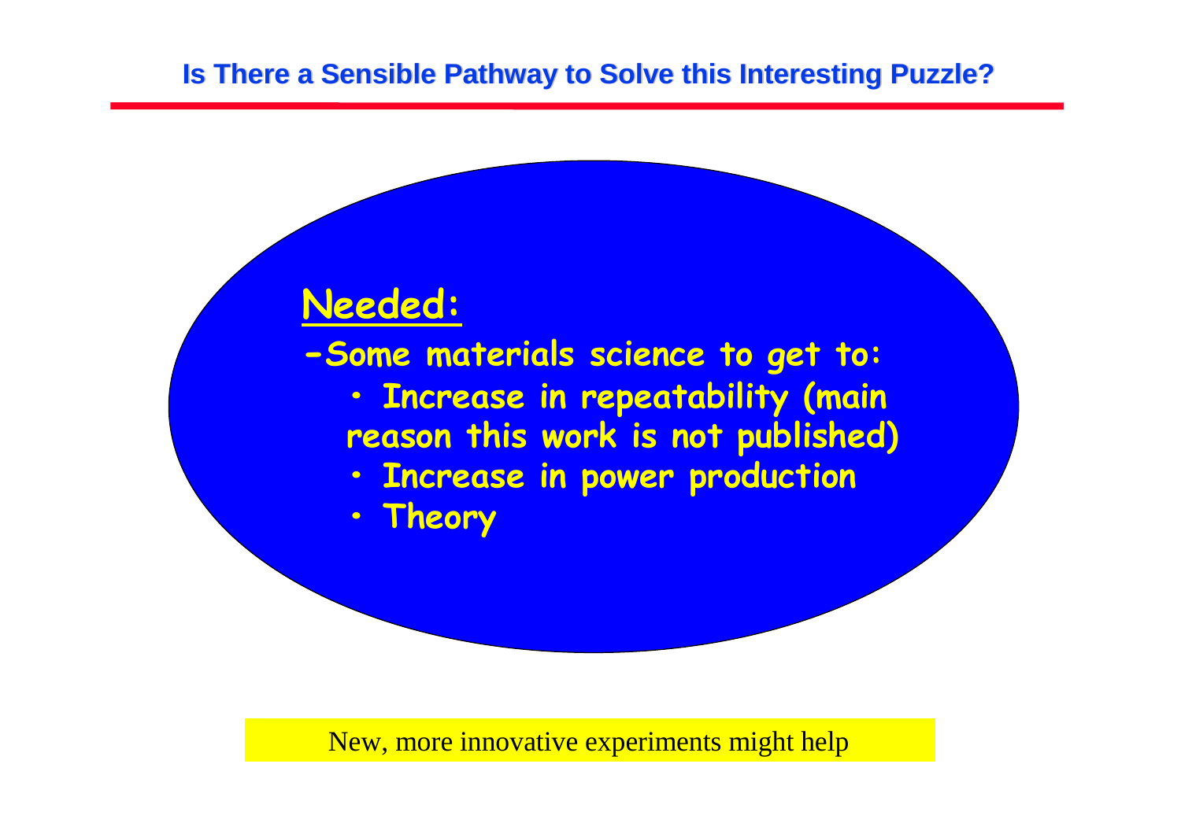## Is There a Sensible Pathway to Solve this Interesting Puzzle?

**Needed:**

**-Some materials science to get to:**

- **Increase in repeatability (main reason this work is not published)**
- **Increase in power production**
- **Theory**

New, more innovative experiments might help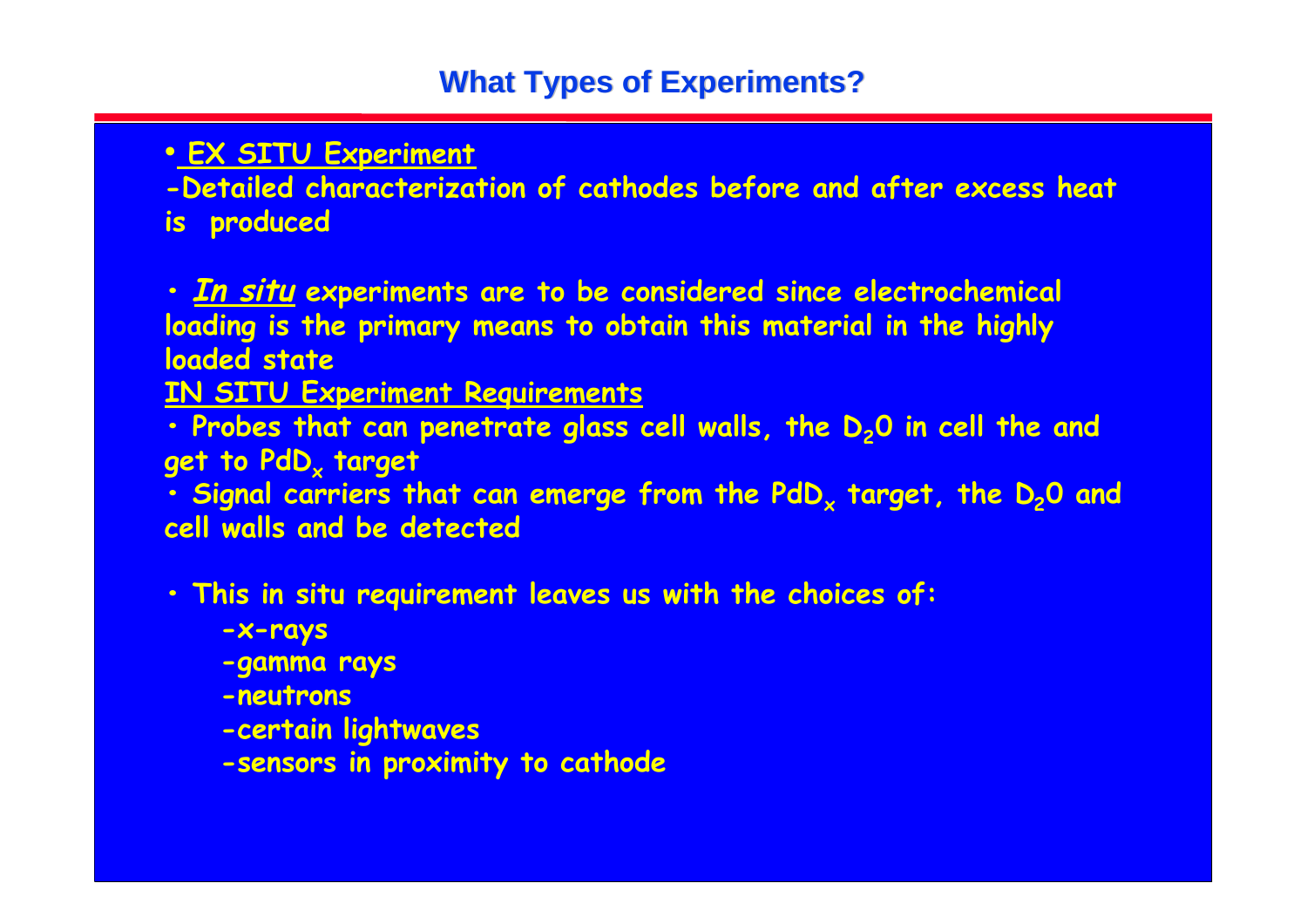# What Types of Experiments?

- **<u>EX SITU Experiment</u>**

**-Detailed characterization of cathodes before and after excess heat is produced**

- ***<u>In situ</u>*** **experiments are to be considered since electrochemical loading is the primary means to obtain this material in the highly loaded state**

**<u>IN SITU Experiment Requirements</u>**

- **Probes that can penetrate glass cell walls, the $D_2O$ in cell the and get to $PdD_x$ target**
- **Signal carriers that can emerge from the $PdD_x$ target, the $D_2O$ and cell walls and be detected**

- **This in situ requirement leaves us with the choices of:**
  - **-x-rays**
  - **-gamma rays**
  - **-neutrons**
  - **-certain lightwaves**
  - **-sensors in proximity to cathode**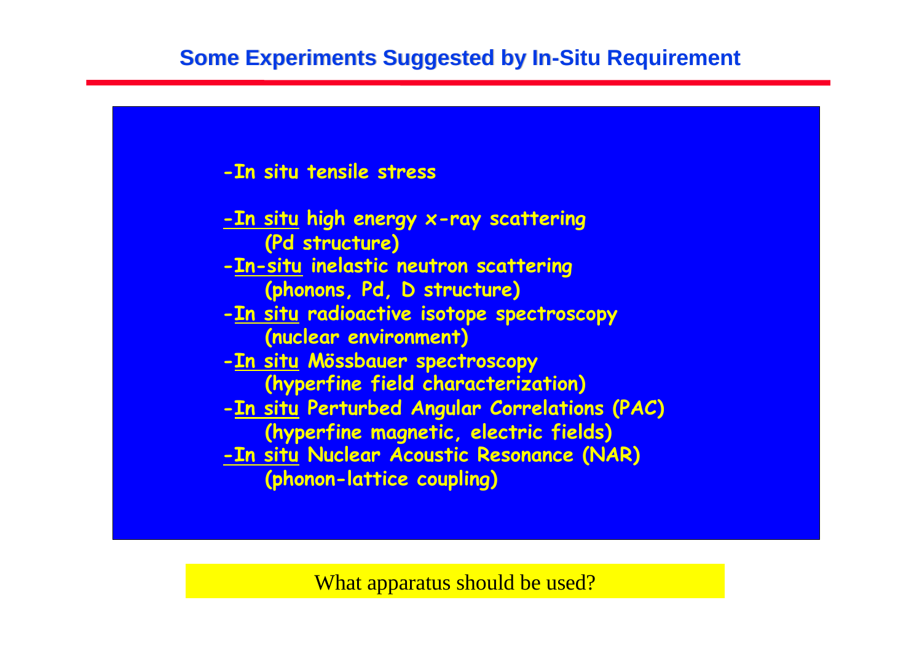## Some Experiments Suggested by In-Situ Requirement

- In situ tensile stress

- In situ high energy x-ray scattering (Pd structure)
- In-situ inelastic neutron scattering (phonons, Pd, D structure)
- In situ radioactive isotope spectroscopy (nuclear environment)
- In situ Mössbauer spectroscopy (hyperfine field characterization)
- In situ Perturbed Angular Correlations (PAC) (hyperfine magnetic, electric fields)
- In situ Nuclear Acoustic Resonance (NAR) (phonon-lattice coupling)

What apparatus should be used?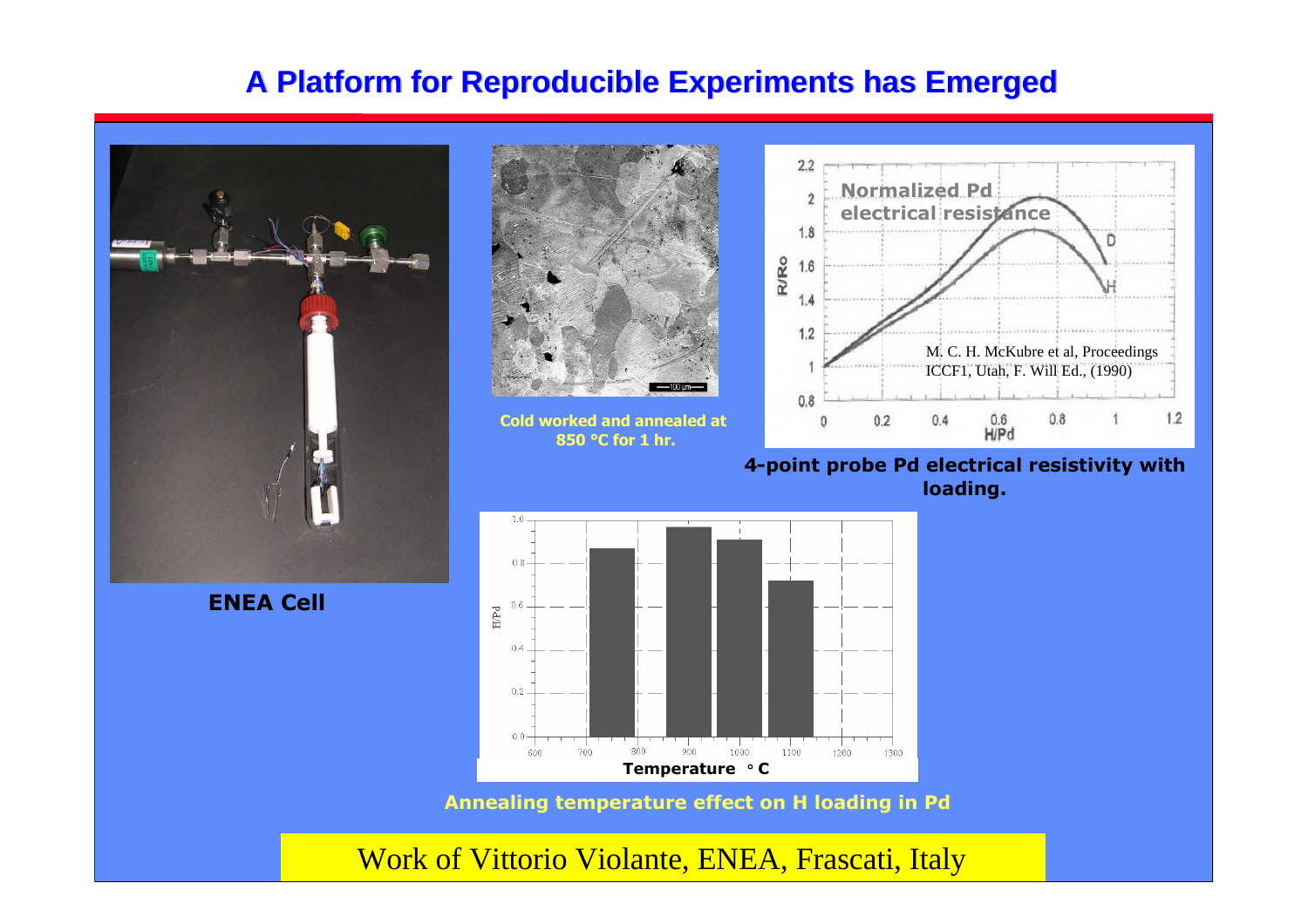# A Platform for Reproducible Experiments has Emerged

**ENEA Cell**

**Cold worked and annealed at 850 °C for 1 hr.**

**4-point probe Pd electrical resistivity with loading.**

M. C. H. McKubre et al, Proceedings ICCF1, Utah, F. Will Ed., (1990)

**Annealing temperature effect on H loading in Pd**

Work of Vittorio Violante, ENEA, Frascati, Italy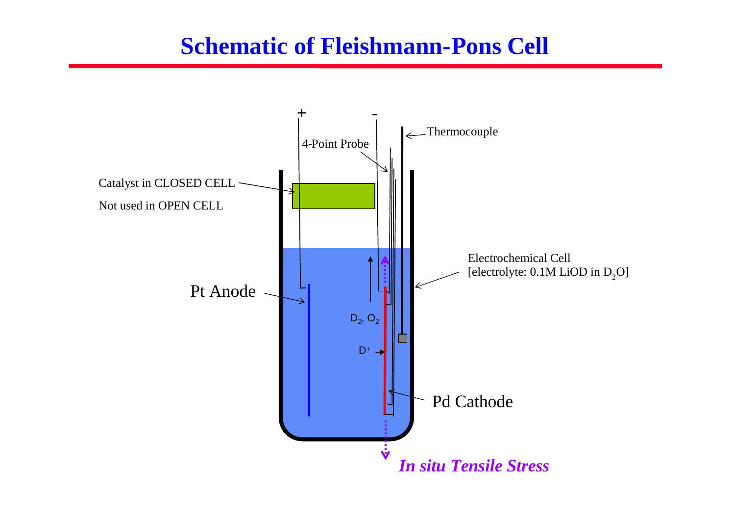# Schematic of Fleishmann-Pons Cell

+

-

Thermocouple

4-Point Probe

Catalyst in CLOSED CELL

Not used in OPEN CELL

Electrochemical Cell
[electrolyte: 0.1M LiOD in $D_2O$]

Pt Anode

$D_2$, $O_2$

$D^+$

Pd Cathode

*In situ Tensile Stress*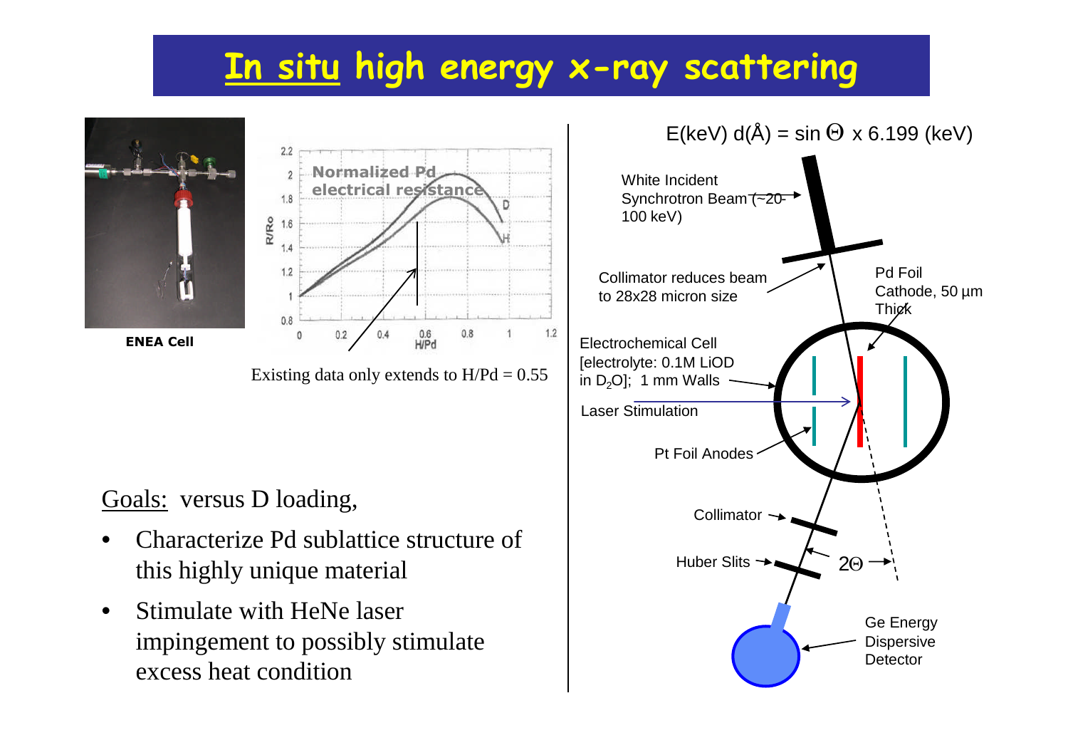# *In situ* high energy x-ray scattering

ENEA Cell

Normalized Pd electrical resistance

Existing data only extends to H/Pd = 0.55

Goals: versus D loading,

- Characterize Pd sublattice structure of this highly unique material
- Stimulate with HeNe laser impingement to possibly stimulate excess heat condition

$$E(\text{keV})\ d(\text{Å}) = \sin\Theta \times 6.199\ (\text{keV})$$

White Incident Synchrotron Beam (~20-100 keV)

Collimator reduces beam to 28x28 micron size

Pd Foil Cathode, 50 µm Thick

Electrochemical Cell [electrolyte: 0.1M LiOD in $D_2O$]; 1 mm Walls

Laser Stimulation

Pt Foil Anodes

Collimator

Huber Slits

$2\Theta$

Ge Energy Dispersive Detector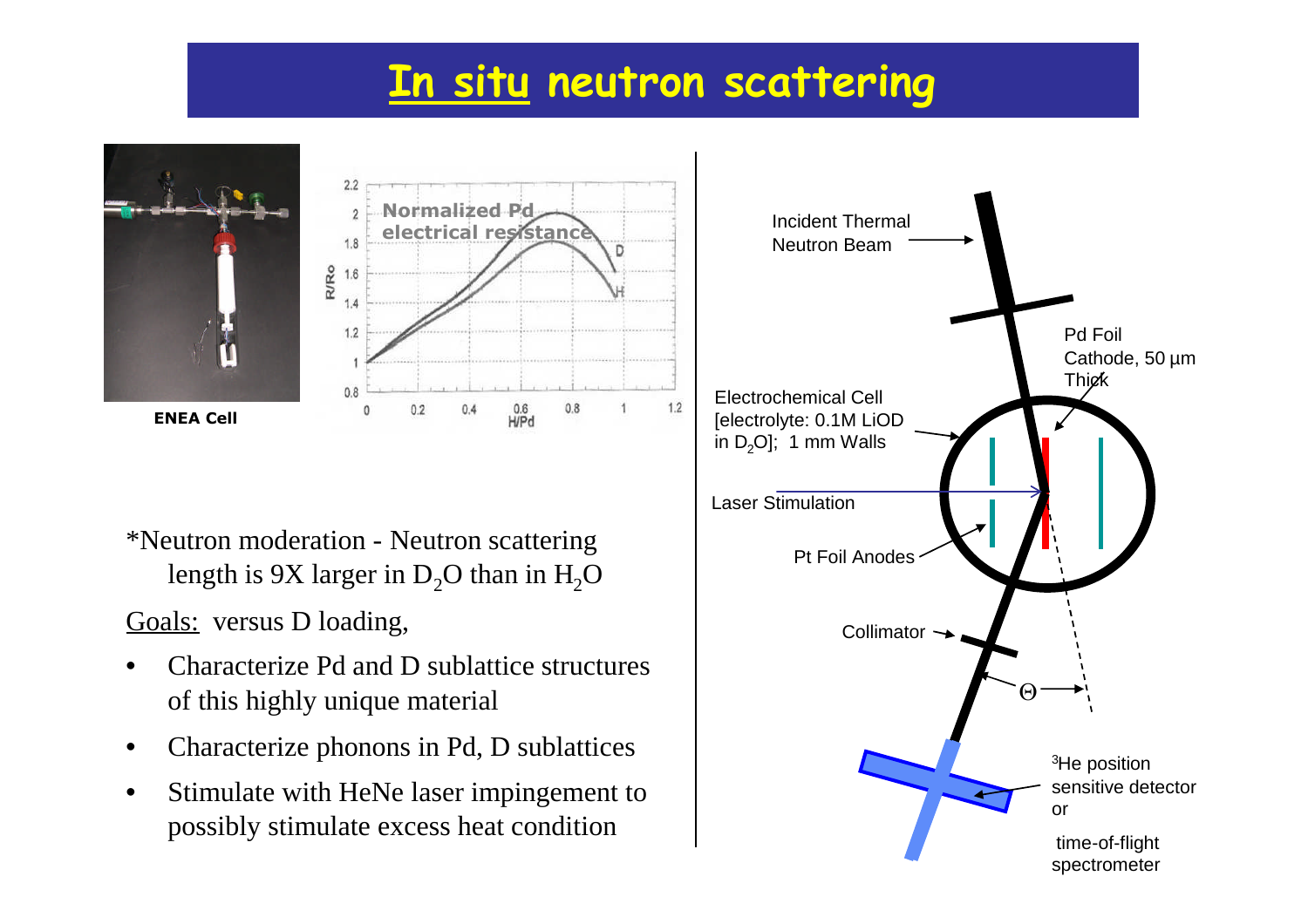# In situ neutron scattering

ENEA Cell

Normalized Pd electrical resistance

*Neutron moderation - Neutron scattering length is 9X larger in $D_2O$ than in $H_2O$

Goals: versus D loading,

- Characterize Pd and D sublattice structures of this highly unique material
- Characterize phonons in Pd, D sublattices
- Stimulate with HeNe laser impingement to possibly stimulate excess heat condition

Incident Thermal Neutron Beam

Pd Foil Cathode, 50 µm Thick

Electrochemical Cell [electrolyte: 0.1M LiOD in $D_2O$]; 1 mm Walls

Laser Stimulation

Pt Foil Anodes

Collimator

$\Theta$

$^3$He position sensitive detector or

time-of-flight spectrometer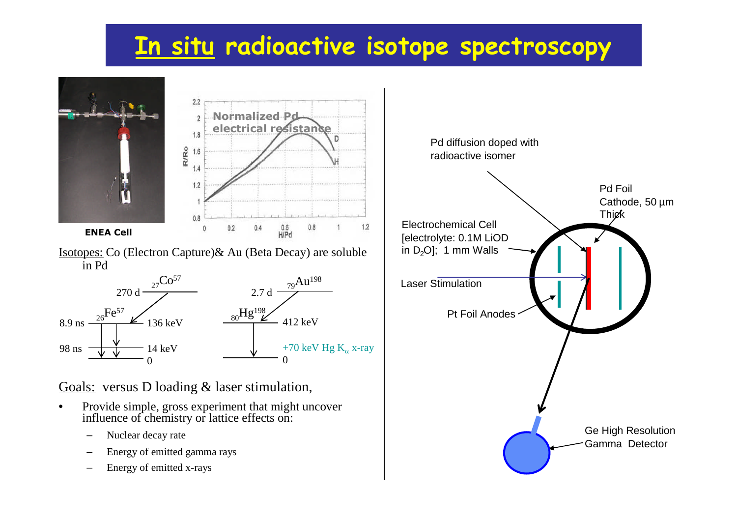# In situ radioactive isotope spectroscopy

ENEA Cell

Normalized Pd electrical resistance

Isotopes: Co (Electron Capture)& Au (Beta Decay) are soluble in Pd

$_{27}Co^{57}$ 270 d → $_{26}Fe^{57}$: 136 keV (8.9 ns), 14 keV (98 ns), 0

$_{79}Au^{198}$ 2.7 d → $_{80}Hg^{198}$: 412 keV, 0; +70 keV Hg $K_\alpha$ x-ray

Goals: versus D loading & laser stimulation,

- Provide simple, gross experiment that might uncover influence of chemistry or lattice effects on:
  - Nuclear decay rate
  - Energy of emitted gamma rays
  - Energy of emitted x-rays

Pd diffusion doped with radioactive isomer

Pd Foil Cathode, 50 µm Thick

Electrochemical Cell [electrolyte: 0.1M LiOD in $D_2O$]; 1 mm Walls

Laser Stimulation

Pt Foil Anodes

Ge High Resolution Gamma Detector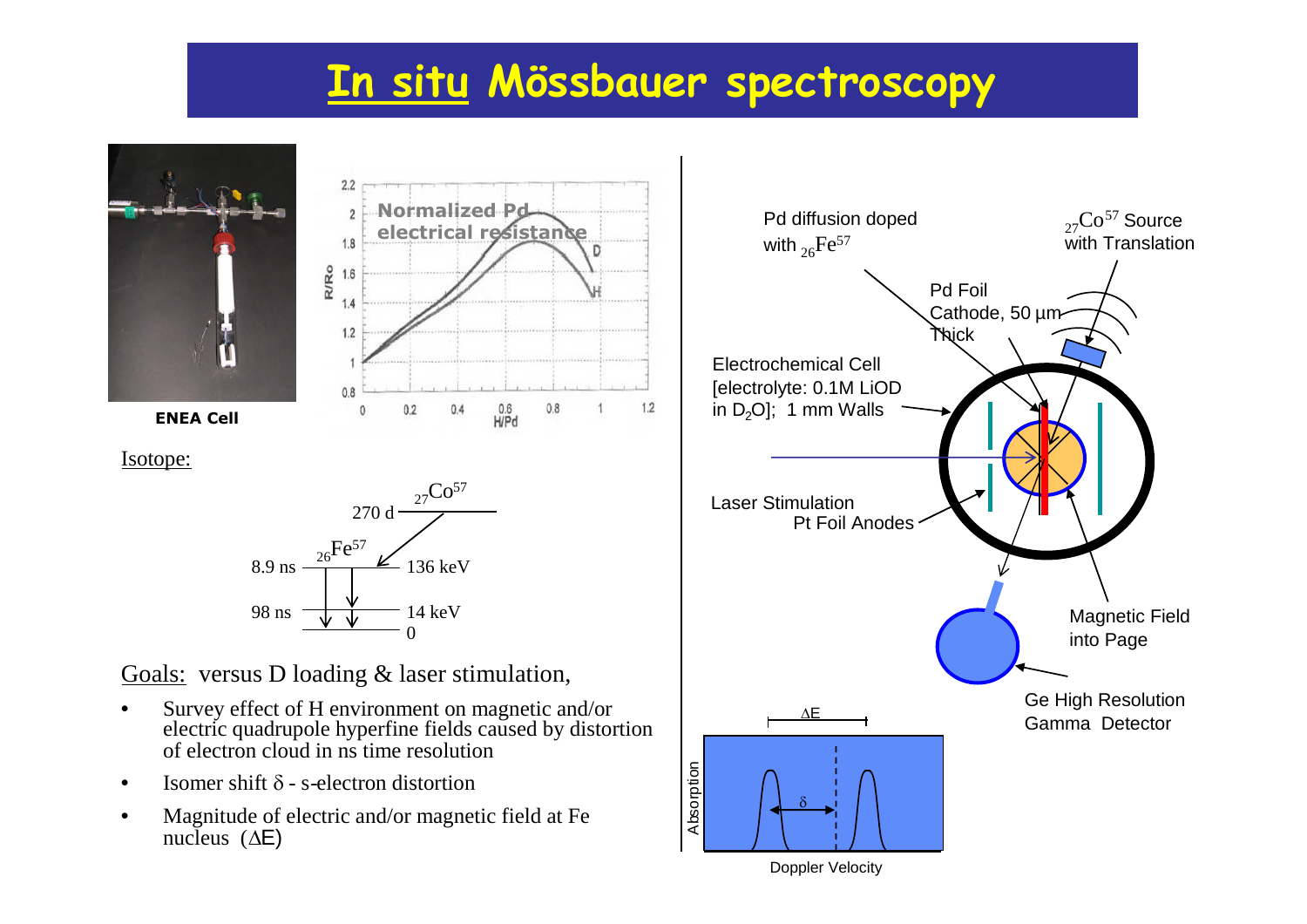# In situ Mössbauer spectroscopy

ENEA Cell

Normalized Pd electrical resistance

Isotope:

$_{27}Co^{57}$ 270 d

$_{26}Fe^{57}$ 8.9 ns — 136 keV

98 ns — 14 keV

0

Goals: versus D loading & laser stimulation,

- Survey effect of H environment on magnetic and/or electric quadrupole hyperfine fields caused by distortion of electron cloud in ns time resolution
- Isomer shift $\delta$ - s-electron distortion
- Magnitude of electric and/or magnetic field at Fe nucleus ($\Delta E$)

Pd diffusion doped with $_{26}Fe^{57}$

$_{27}Co^{57}$ Source with Translation

Pd Foil Cathode, 50 µm Thick

Electrochemical Cell [electrolyte: 0.1M LiOD in $D_2O$]; 1 mm Walls

Laser Stimulation

Pt Foil Anodes

Magnetic Field into Page

Ge High Resolution Gamma Detector

$\Delta E$

$\delta$

Absorption

Doppler Velocity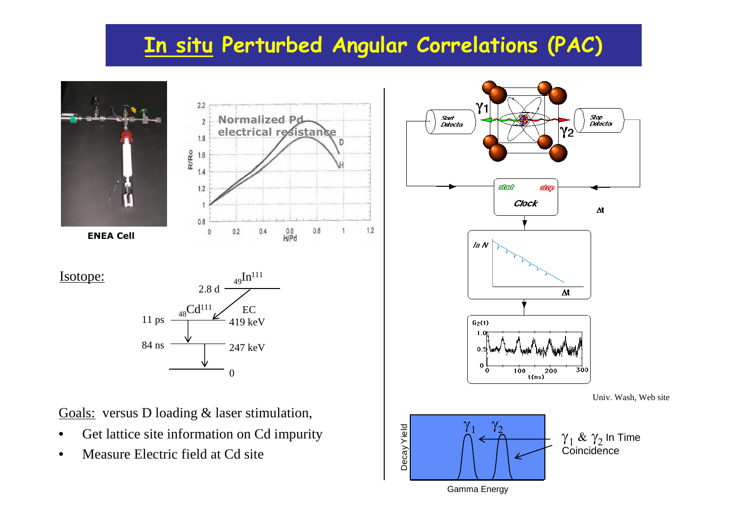# *In situ* Perturbed Angular Correlations (PAC)

ENEA Cell

Normalized Pd electrical resistance

Isotope:

$_{49}In^{111}$ 2.8 d

EC

$_{48}Cd^{111}$

11 ps — 419 keV

84 ns — 247 keV

0

Goals: versus D loading & laser stimulation,

- Get lattice site information on Cd impurity
- Measure Electric field at Cd site

Univ. Wash, Web site

$\gamma_1$ & $\gamma_2$ In Time Coincidence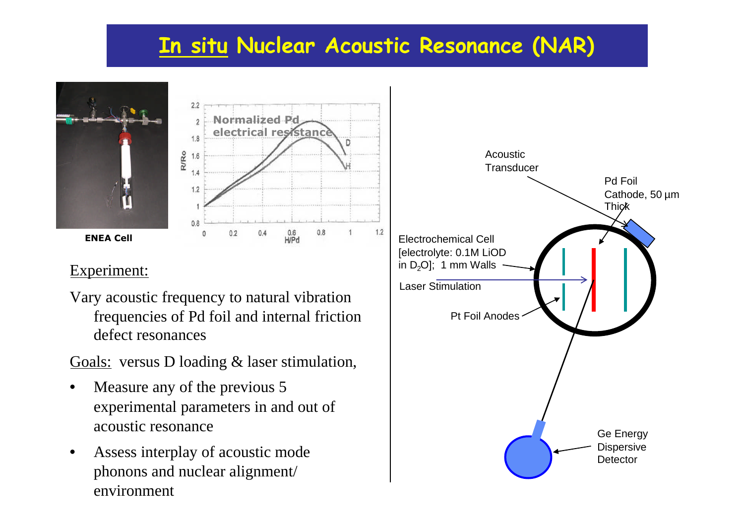# In situ Nuclear Acoustic Resonance (NAR)

ENEA Cell

Normalized Pd electrical resistance

Experiment:

Vary acoustic frequency to natural vibration frequencies of Pd foil and internal friction defect resonances

Goals: versus D loading & laser stimulation,

- Measure any of the previous 5 experimental parameters in and out of acoustic resonance
- Assess interplay of acoustic mode phonons and nuclear alignment/ environment

Acoustic Transducer

Pd Foil Cathode, 50 µm Thick

Electrochemical Cell [electrolyte: 0.1M LiOD in $D_2O$]; 1 mm Walls

Laser Stimulation

Pt Foil Anodes

Ge Energy Dispersive Detector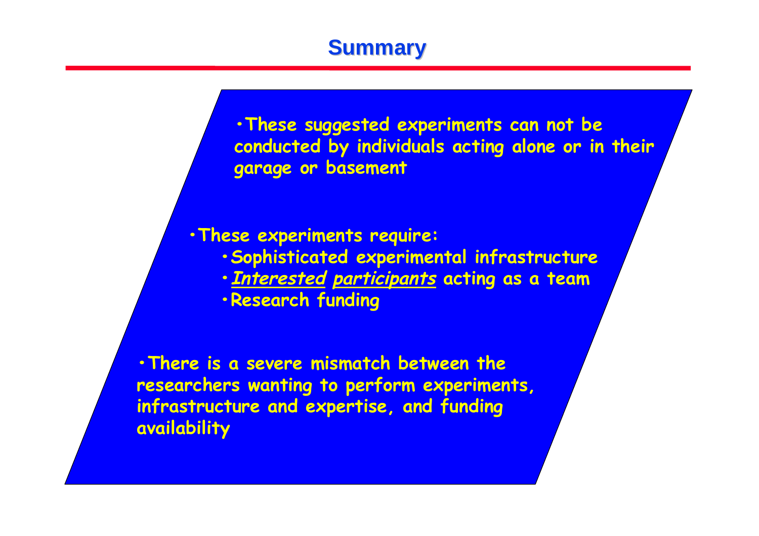# Summary

- These suggested experiments can not be conducted by individuals acting alone or in their garage or basement

- These experiments require:
  - Sophisticated experimental infrastructure
  - ***Interested participants*** acting as a team
  - Research funding

- There is a severe mismatch between the researchers wanting to perform experiments, infrastructure and expertise, and funding availability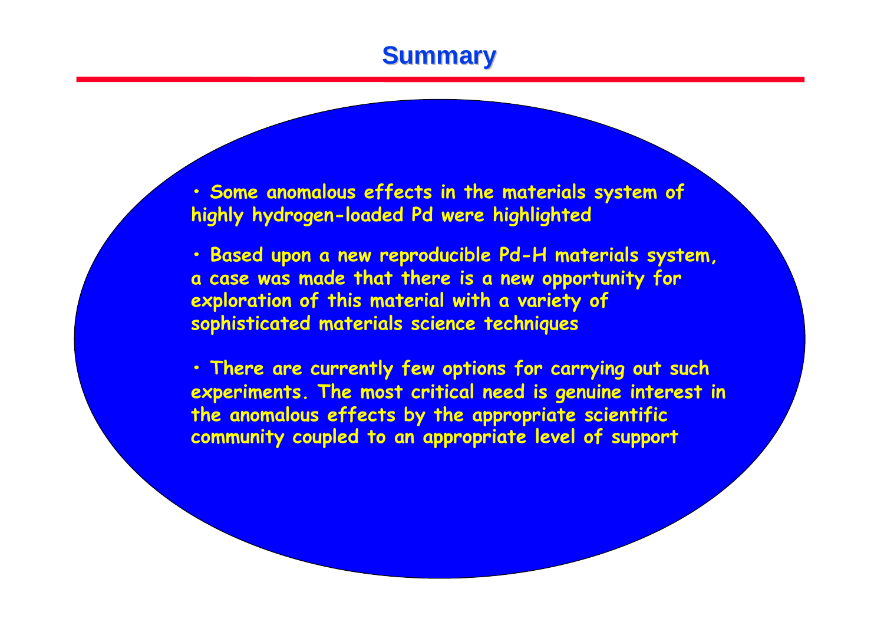# Summary

- Some anomalous effects in the materials system of highly hydrogen-loaded Pd were highlighted
- Based upon a new reproducible Pd-H materials system, a case was made that there is a new opportunity for exploration of this material with a variety of sophisticated materials science techniques
- There are currently few options for carrying out such experiments. The most critical need is genuine interest in the anomalous effects by the appropriate scientific community coupled to an appropriate level of support